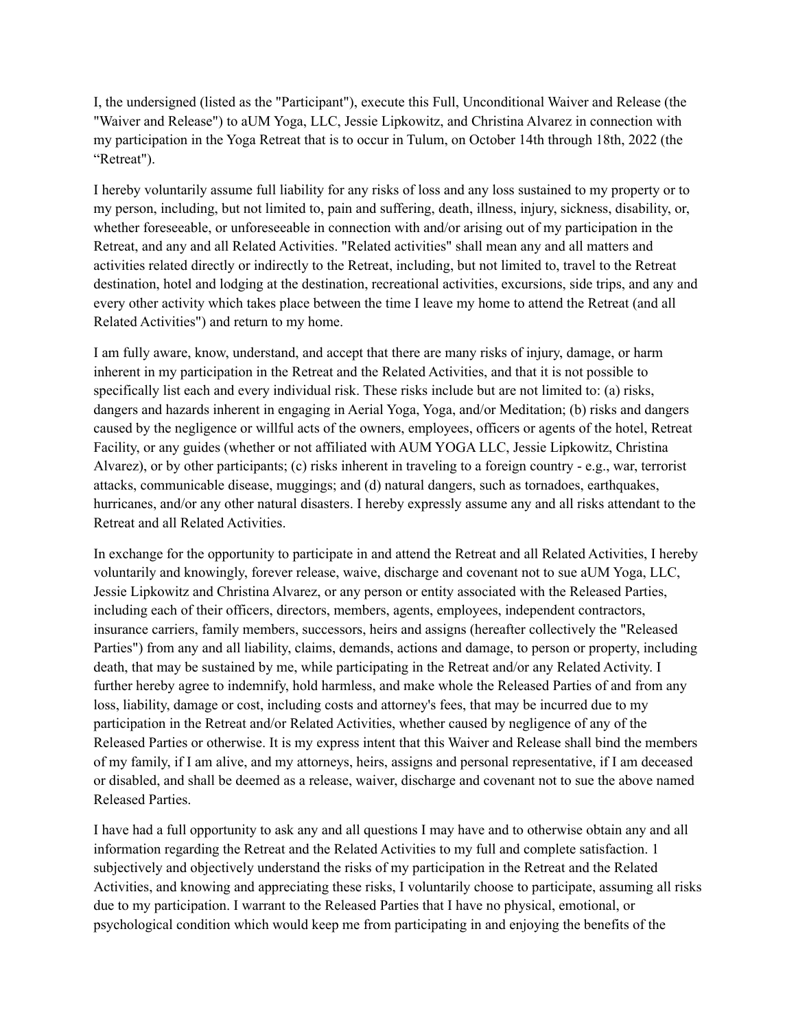I, the undersigned (listed as the "Participant"), execute this Full, Unconditional Waiver and Release (the "Waiver and Release") to aUM Yoga, LLC, Jessie Lipkowitz, and Christina Alvarez in connection with my participation in the Yoga Retreat that is to occur in Tulum, on October 14th through 18th, 2022 (the "Retreat").

I hereby voluntarily assume full liability for any risks of loss and any loss sustained to my property or to my person, including, but not limited to, pain and suffering, death, illness, injury, sickness, disability, or, whether foreseeable, or unforeseeable in connection with and/or arising out of my participation in the Retreat, and any and all Related Activities. "Related activities" shall mean any and all matters and activities related directly or indirectly to the Retreat, including, but not limited to, travel to the Retreat destination, hotel and lodging at the destination, recreational activities, excursions, side trips, and any and every other activity which takes place between the time I leave my home to attend the Retreat (and all Related Activities") and return to my home.

I am fully aware, know, understand, and accept that there are many risks of injury, damage, or harm inherent in my participation in the Retreat and the Related Activities, and that it is not possible to specifically list each and every individual risk. These risks include but are not limited to: (a) risks, dangers and hazards inherent in engaging in Aerial Yoga, Yoga, and/or Meditation; (b) risks and dangers caused by the negligence or willful acts of the owners, employees, officers or agents of the hotel, Retreat Facility, or any guides (whether or not affiliated with AUM YOGA LLC, Jessie Lipkowitz, Christina Alvarez), or by other participants; (c) risks inherent in traveling to a foreign country - e.g., war, terrorist attacks, communicable disease, muggings; and (d) natural dangers, such as tornadoes, earthquakes, hurricanes, and/or any other natural disasters. I hereby expressly assume any and all risks attendant to the Retreat and all Related Activities.

In exchange for the opportunity to participate in and attend the Retreat and all Related Activities, I hereby voluntarily and knowingly, forever release, waive, discharge and covenant not to sue aUM Yoga, LLC, Jessie Lipkowitz and Christina Alvarez, or any person or entity associated with the Released Parties, including each of their officers, directors, members, agents, employees, independent contractors, insurance carriers, family members, successors, heirs and assigns (hereafter collectively the "Released Parties") from any and all liability, claims, demands, actions and damage, to person or property, including death, that may be sustained by me, while participating in the Retreat and/or any Related Activity. I further hereby agree to indemnify, hold harmless, and make whole the Released Parties of and from any loss, liability, damage or cost, including costs and attorney's fees, that may be incurred due to my participation in the Retreat and/or Related Activities, whether caused by negligence of any of the Released Parties or otherwise. It is my express intent that this Waiver and Release shall bind the members of my family, if I am alive, and my attorneys, heirs, assigns and personal representative, if I am deceased or disabled, and shall be deemed as a release, waiver, discharge and covenant not to sue the above named Released Parties.

I have had a full opportunity to ask any and all questions I may have and to otherwise obtain any and all information regarding the Retreat and the Related Activities to my full and complete satisfaction. 1 subjectively and objectively understand the risks of my participation in the Retreat and the Related Activities, and knowing and appreciating these risks, I voluntarily choose to participate, assuming all risks due to my participation. I warrant to the Released Parties that I have no physical, emotional, or psychological condition which would keep me from participating in and enjoying the benefits of the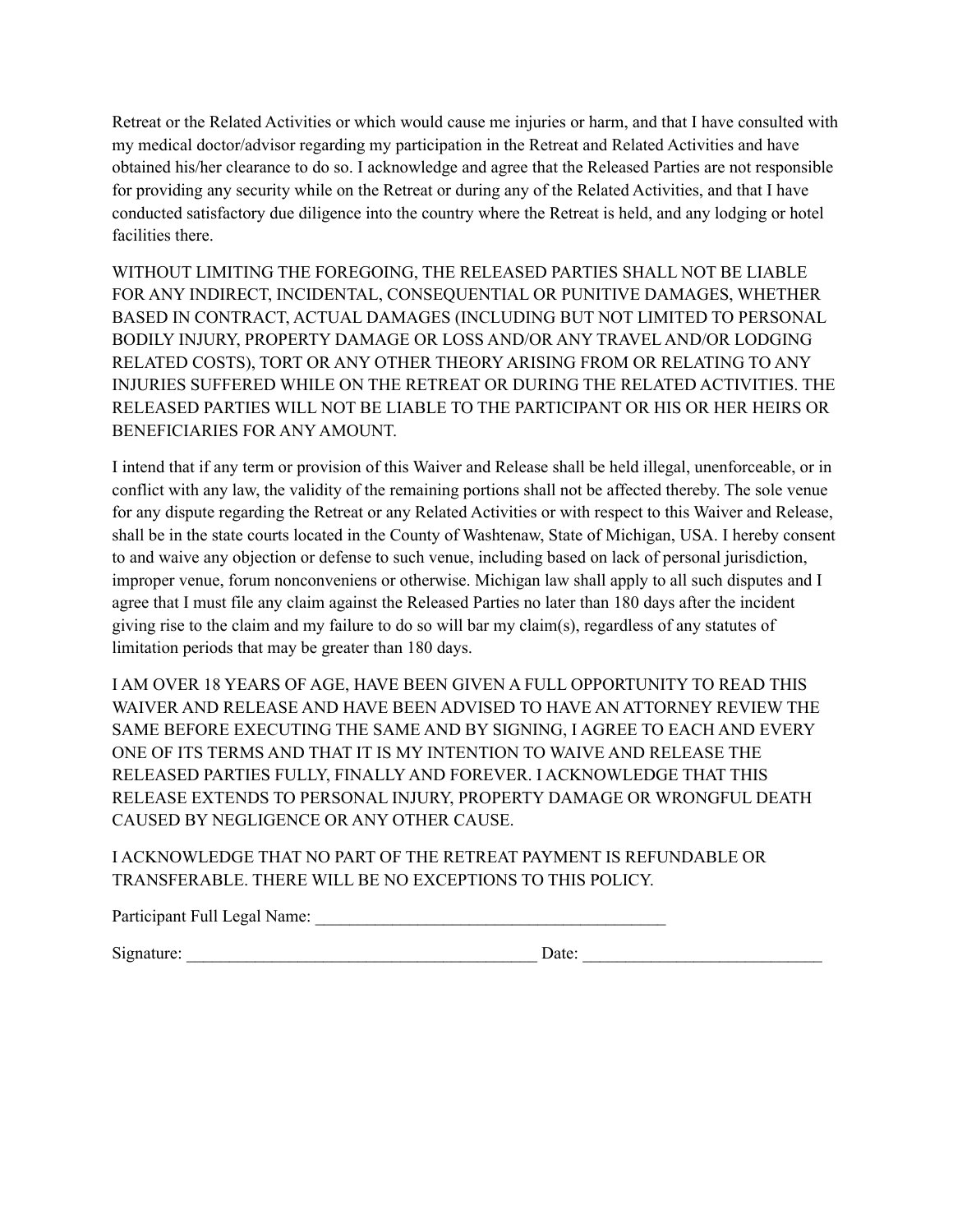Retreat or the Related Activities or which would cause me injuries or harm, and that I have consulted with my medical doctor/advisor regarding my participation in the Retreat and Related Activities and have obtained his/her clearance to do so. I acknowledge and agree that the Released Parties are not responsible for providing any security while on the Retreat or during any of the Related Activities, and that I have conducted satisfactory due diligence into the country where the Retreat is held, and any lodging or hotel facilities there.

WITHOUT LIMITING THE FOREGOING, THE RELEASED PARTIES SHALL NOT BE LIABLE FOR ANY INDIRECT, INCIDENTAL, CONSEQUENTIAL OR PUNITIVE DAMAGES, WHETHER BASED IN CONTRACT, ACTUAL DAMAGES (INCLUDING BUT NOT LIMITED TO PERSONAL BODILY INJURY, PROPERTY DAMAGE OR LOSS AND/OR ANY TRAVEL AND/OR LODGING RELATED COSTS), TORT OR ANY OTHER THEORY ARISING FROM OR RELATING TO ANY INJURIES SUFFERED WHILE ON THE RETREAT OR DURING THE RELATED ACTIVITIES. THE RELEASED PARTIES WILL NOT BE LIABLE TO THE PARTICIPANT OR HIS OR HER HEIRS OR BENEFICIARIES FOR ANY AMOUNT.

I intend that if any term or provision of this Waiver and Release shall be held illegal, unenforceable, or in conflict with any law, the validity of the remaining portions shall not be affected thereby. The sole venue for any dispute regarding the Retreat or any Related Activities or with respect to this Waiver and Release, shall be in the state courts located in the County of Washtenaw, State of Michigan, USA. I hereby consent to and waive any objection or defense to such venue, including based on lack of personal jurisdiction, improper venue, forum nonconveniens or otherwise. Michigan law shall apply to all such disputes and I agree that I must file any claim against the Released Parties no later than 180 days after the incident giving rise to the claim and my failure to do so will bar my claim(s), regardless of any statutes of limitation periods that may be greater than 180 days.

I AM OVER 18 YEARS OF AGE, HAVE BEEN GIVEN A FULL OPPORTUNITY TO READ THIS WAIVER AND RELEASE AND HAVE BEEN ADVISED TO HAVE AN ATTORNEY REVIEW THE SAME BEFORE EXECUTING THE SAME AND BY SIGNING, I AGREE TO EACH AND EVERY ONE OF ITS TERMS AND THAT IT IS MY INTENTION TO WAIVE AND RELEASE THE RELEASED PARTIES FULLY, FINALLY AND FOREVER. I ACKNOWLEDGE THAT THIS RELEASE EXTENDS TO PERSONAL INJURY, PROPERTY DAMAGE OR WRONGFUL DEATH CAUSED BY NEGLIGENCE OR ANY OTHER CAUSE.

I ACKNOWLEDGE THAT NO PART OF THE RETREAT PAYMENT IS REFUNDABLE OR TRANSFERABLE. THERE WILL BE NO EXCEPTIONS TO THIS POLICY.

Participant Full Legal Name: ________________________________________

Signature: ________________________________________ Date: ____________________________